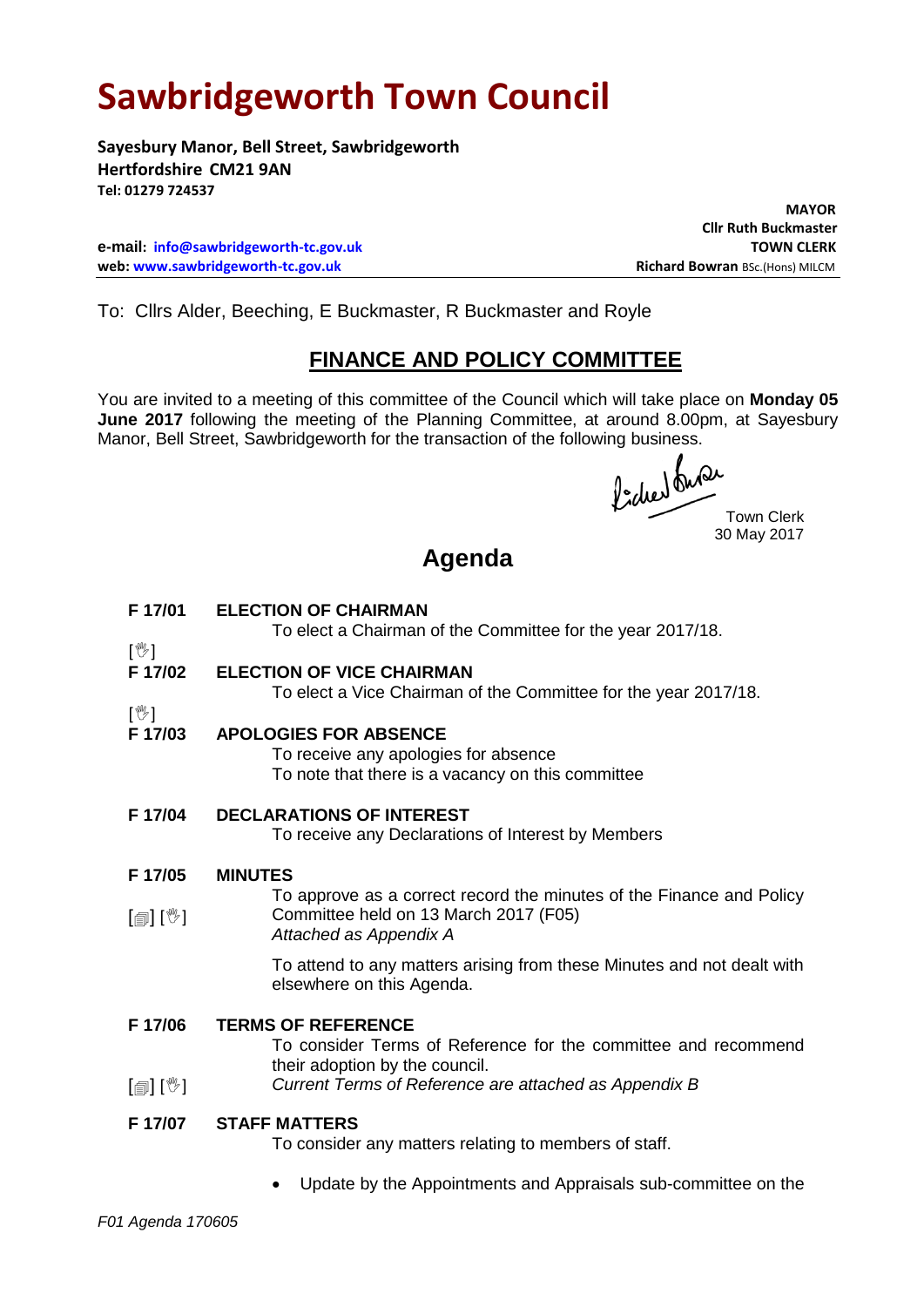# Sawbridgeworth Town Council

**Sayesbury Manor, Bell Street, Sawbridgeworth**
**Hertfordshire CM21 9AN**
**Tel: 01279 724537**

**MAYOR**
**Cllr Ruth Buckmaster**

**e-mail: info@sawbridgeworth-tc.gov.uk**
**web: www.sawbridgeworth-tc.gov.uk**

**TOWN CLERK**
**Richard Bowran** BSc.(Hons) MILCM

To: Cllrs Alder, Beeching, E Buckmaster, R Buckmaster and Royle

## FINANCE AND POLICY COMMITTEE

You are invited to a meeting of this committee of the Council which will take place on **Monday 05 June 2017** following the meeting of the Planning Committee, at around 8.00pm, at Sayesbury Manor, Bell Street, Sawbridgeworth for the transaction of the following business.

Town Clerk
30 May 2017

# Agenda

**F 17/01 ELECTION OF CHAIRMAN**
To elect a Chairman of the Committee for the year 2017/18.

[✋]

**F 17/02 ELECTION OF VICE CHAIRMAN**
To elect a Vice Chairman of the Committee for the year 2017/18.

[✋]

**F 17/03 APOLOGIES FOR ABSENCE**
To receive any apologies for absence
To note that there is a vacancy on this committee

**F 17/04 DECLARATIONS OF INTEREST**
To receive any Declarations of Interest by Members

**F 17/05 MINUTES**
[🗐] [✋] To approve as a correct record the minutes of the Finance and Policy Committee held on 13 March 2017 (F05)
*Attached as Appendix A*

To attend to any matters arising from these Minutes and not dealt with elsewhere on this Agenda.

**F 17/06 TERMS OF REFERENCE**
To consider Terms of Reference for the committee and recommend their adoption by the council.
[🗐] [✋] *Current Terms of Reference are attached as Appendix B*

**F 17/07 STAFF MATTERS**
To consider any matters relating to members of staff.

- Update by the Appointments and Appraisals sub-committee on the

*F01 Agenda 170605*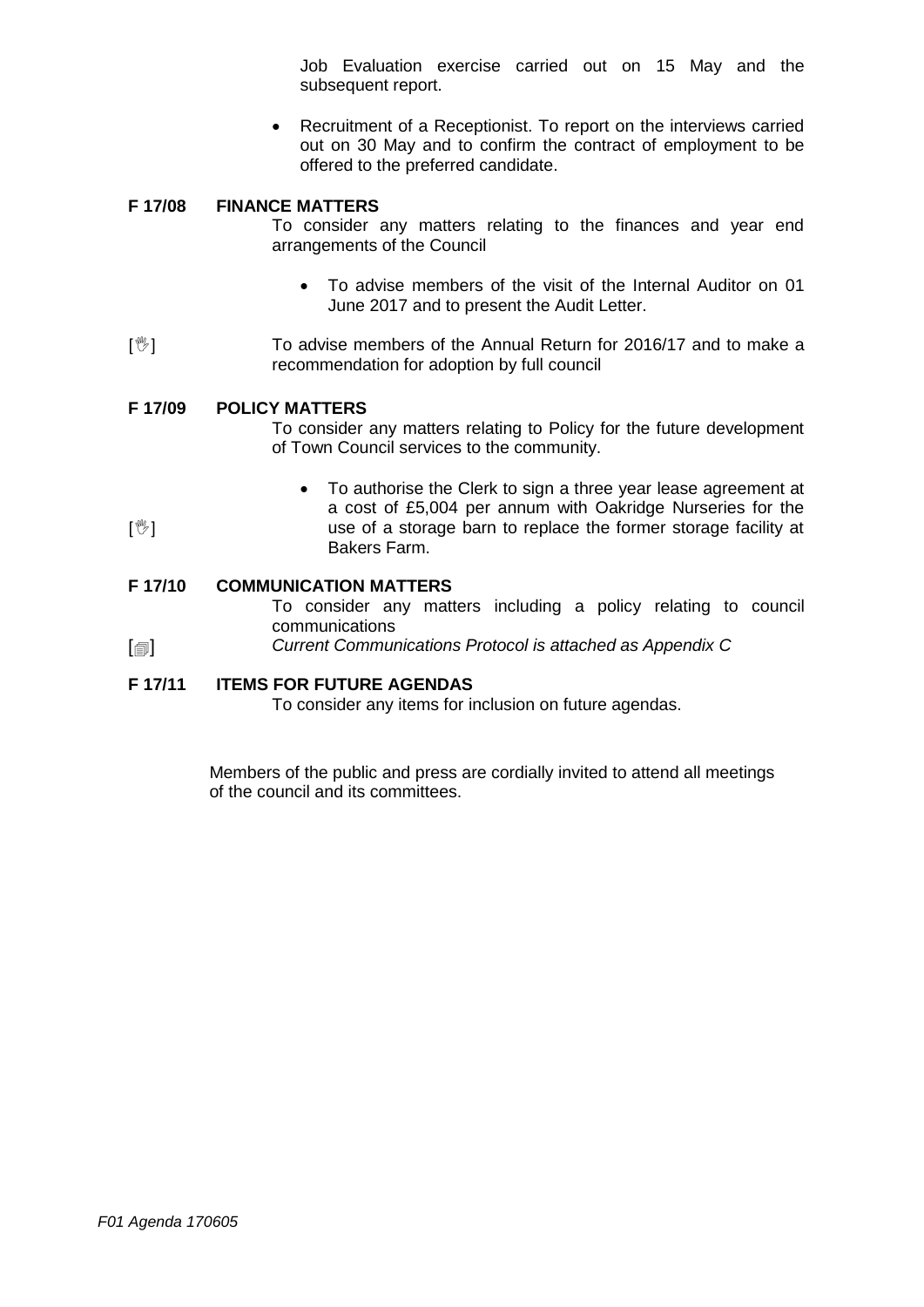Job Evaluation exercise carried out on 15 May and the subsequent report.

- Recruitment of a Receptionist. To report on the interviews carried out on 30 May and to confirm the contract of employment to be offered to the preferred candidate.

**F 17/08 FINANCE MATTERS**

To consider any matters relating to the finances and year end arrangements of the Council

- To advise members of the visit of the Internal Auditor on 01 June 2017 and to present the Audit Letter.

[✋] To advise members of the Annual Return for 2016/17 and to make a recommendation for adoption by full council

**F 17/09 POLICY MATTERS**

To consider any matters relating to Policy for the future development of Town Council services to the community.

[✋]
- To authorise the Clerk to sign a three year lease agreement at a cost of £5,004 per annum with Oakridge Nurseries for the use of a storage barn to replace the former storage facility at Bakers Farm.

**F 17/10 COMMUNICATION MATTERS**

To consider any matters including a policy relating to council communications

[📄] *Current Communications Protocol is attached as Appendix C*

**F 17/11 ITEMS FOR FUTURE AGENDAS**

To consider any items for inclusion on future agendas.

Members of the public and press are cordially invited to attend all meetings of the council and its committees.

*F01 Agenda 170605*